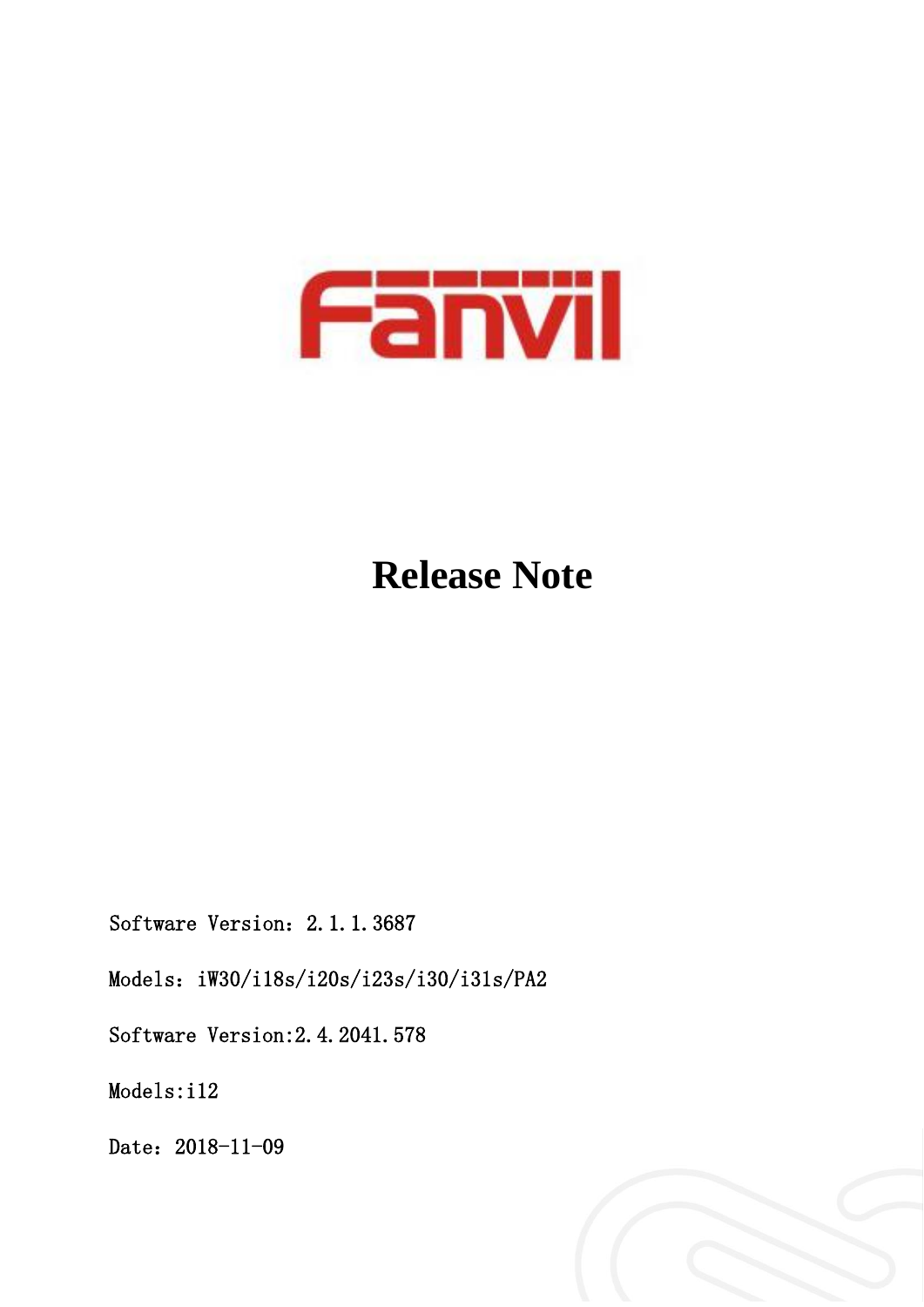Fanvil

# Release Note

Software Version：2.1.1.3687

Models：iW30/i18s/i20s/i23s/i30/i31s/PA2

Software Version:2.4.2041.578

Models:i12

Date：2018-11-09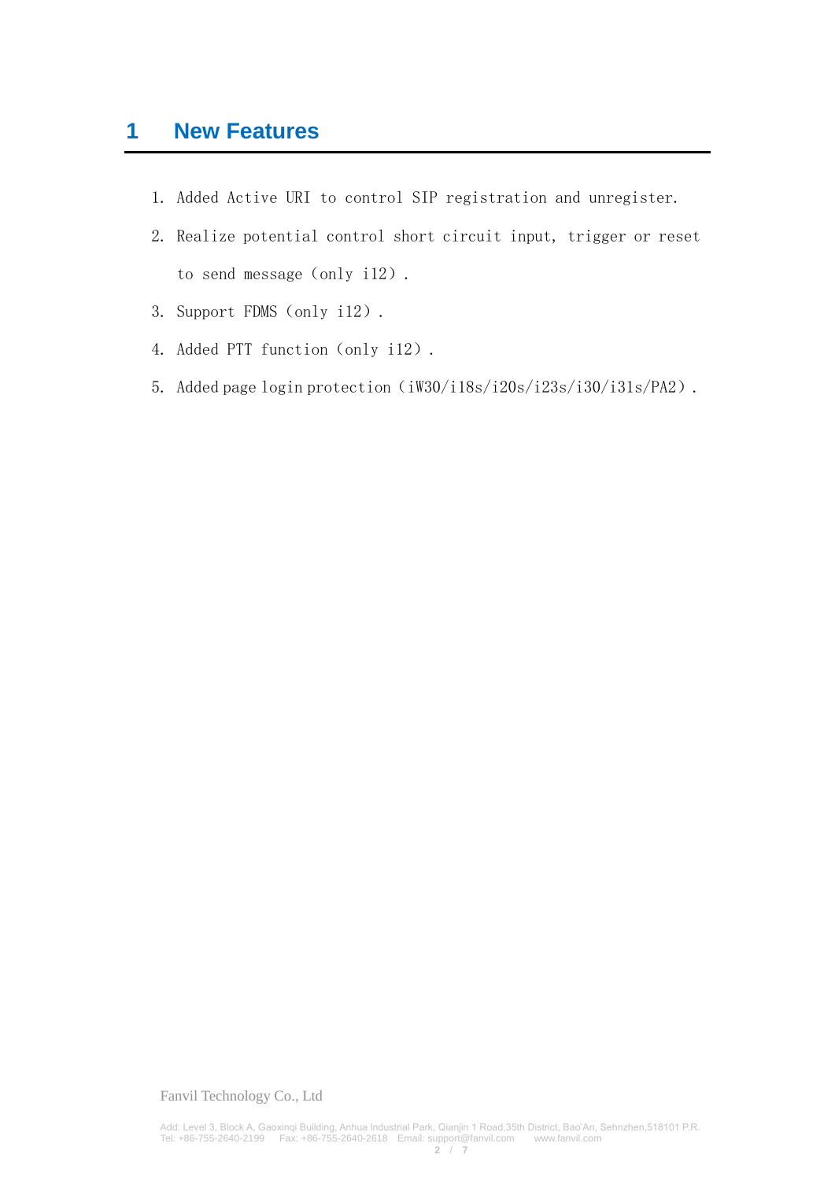# 1 New Features

1. Added Active URI to control SIP registration and unregister.
2. Realize potential control short circuit input, trigger or reset to send message（only i12）.
3. Support FDMS（only i12）.
4. Added PTT function（only i12）.
5. Added page login protection（iW30/i18s/i20s/i23s/i30/i31s/PA2）.

Fanvil Technology Co., Ltd

Add: Level 3, Block A, Gaoxinqi Building, Anhua Industrial Park, Qianjin 1 Road,35th District, Bao'An, Sehnzhen,518101 P.R.
Tel: +86-755-2640-2199 Fax: +86-755-2640-2618 Email: support@fanvil.com www.fanvil.com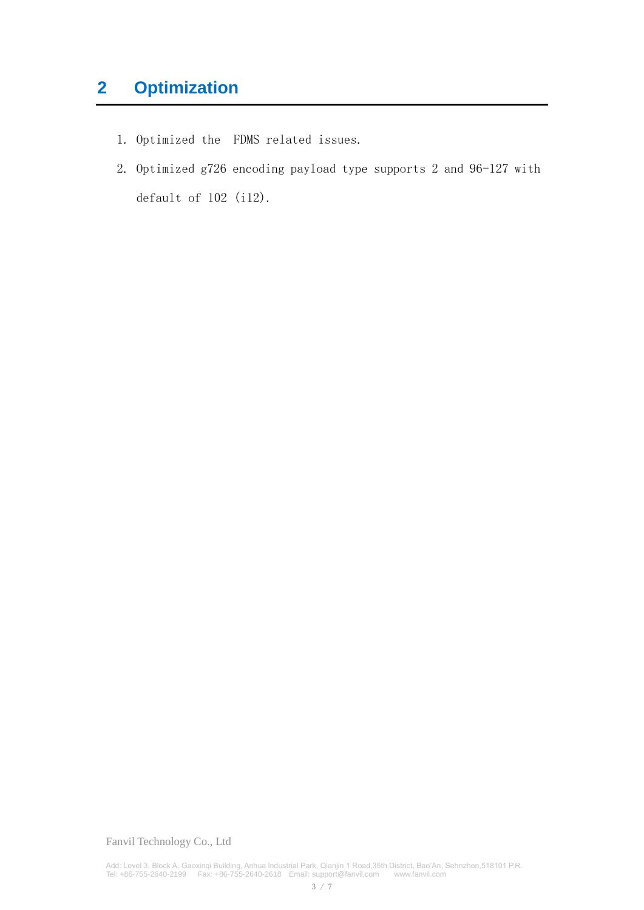# 2 Optimization

1. Optimized the FDMS related issues.
2. Optimized g726 encoding payload type supports 2 and 96-127 with default of 102 (i12).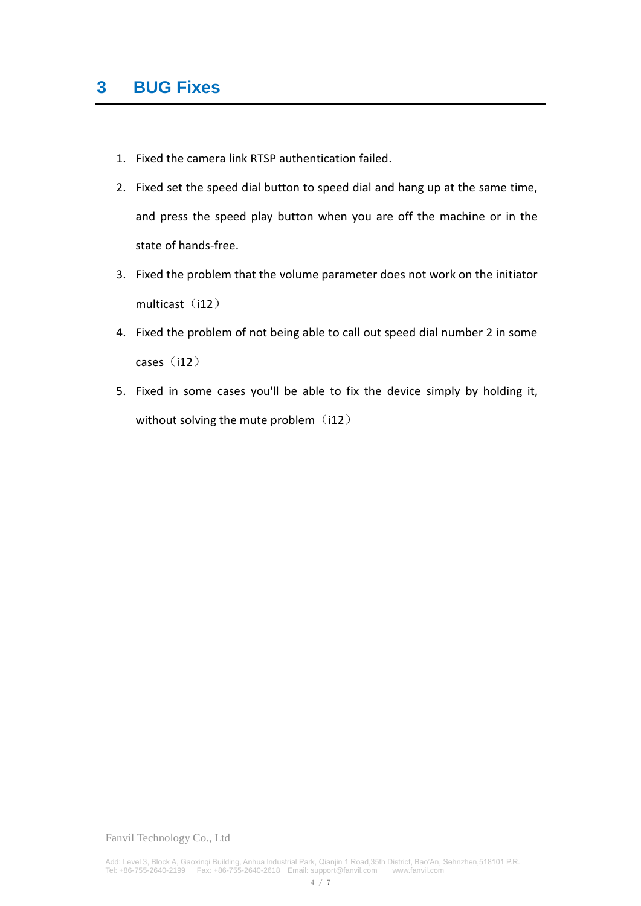# 3 BUG Fixes

1. Fixed the camera link RTSP authentication failed.
2. Fixed set the speed dial button to speed dial and hang up at the same time, and press the speed play button when you are off the machine or in the state of hands-free.
3. Fixed the problem that the volume parameter does not work on the initiator multicast（i12）
4. Fixed the problem of not being able to call out speed dial number 2 in some cases（i12）
5. Fixed in some cases you'll be able to fix the device simply by holding it, without solving the mute problem（i12）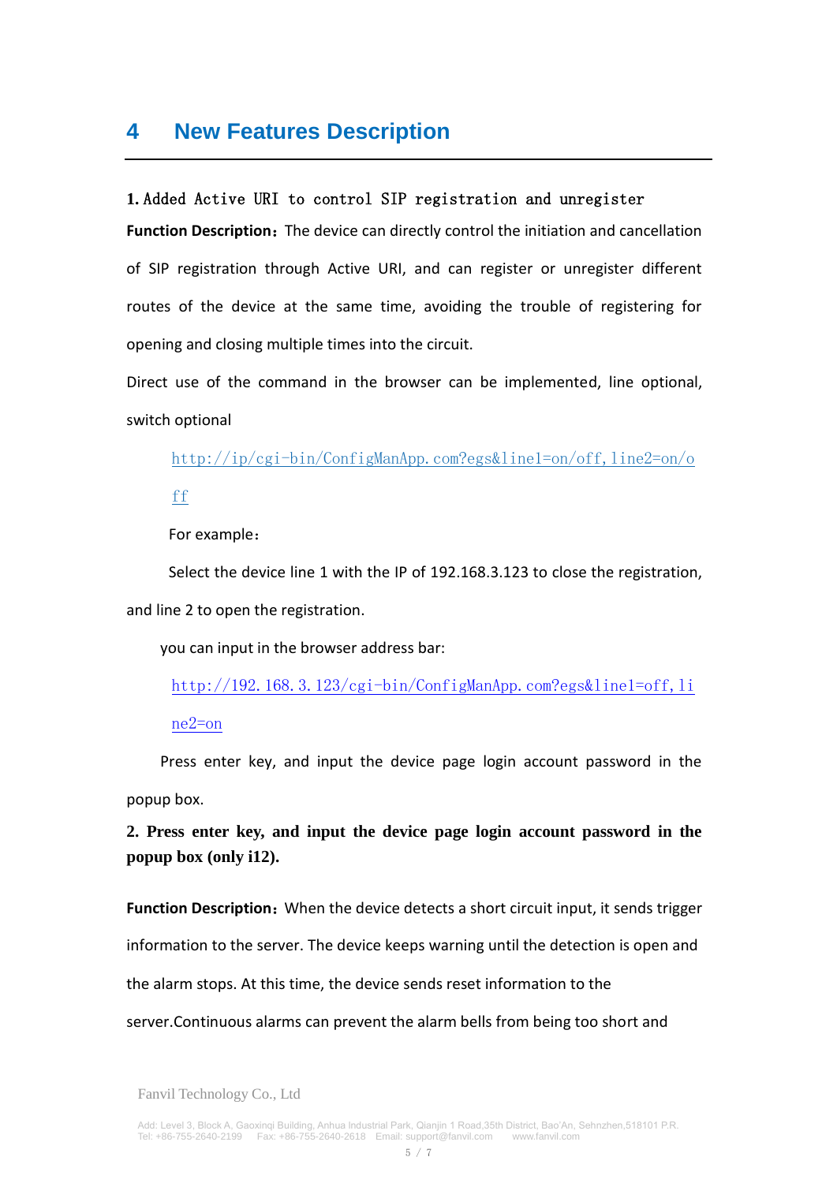# 4 New Features Description

**1.** Added Active URI to control SIP registration and unregister

**Function Description**：The device can directly control the initiation and cancellation of SIP registration through Active URI, and can register or unregister different routes of the device at the same time, avoiding the trouble of registering for opening and closing multiple times into the circuit.

Direct use of the command in the browser can be implemented, line optional, switch optional

http://ip/cgi-bin/ConfigManApp.com?egs&line1=on/off,line2=on/off

For example：

Select the device line 1 with the IP of 192.168.3.123 to close the registration, and line 2 to open the registration.

you can input in the browser address bar:

http://192.168.3.123/cgi-bin/ConfigManApp.com?egs&line1=off,line2=on

Press enter key, and input the device page login account password in the popup box.

**2. Press enter key, and input the device page login account password in the popup box (only i12).**

**Function Description**：When the device detects a short circuit input, it sends trigger information to the server. The device keeps warning until the detection is open and the alarm stops. At this time, the device sends reset information to the server.Continuous alarms can prevent the alarm bells from being too short and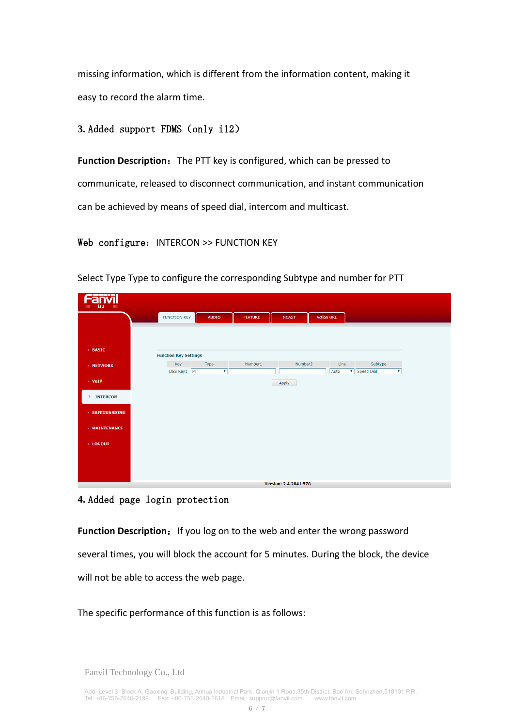missing information, which is different from the information content, making it easy to record the alarm time.

### 3. Added support FDMS（only i12）

**Function Description：** The PTT key is configured, which can be pressed to communicate, released to disconnect communication, and instant communication can be achieved by means of speed dial, intercom and multicast.

Web configure： INTERCON >> FUNCTION KEY

Select Type Type to configure the corresponding Subtype and number for PTT

### 4. Added page login protection

**Function Description：** If you log on to the web and enter the wrong password several times, you will block the account for 5 minutes. During the block, the device will not be able to access the web page.

The specific performance of this function is as follows: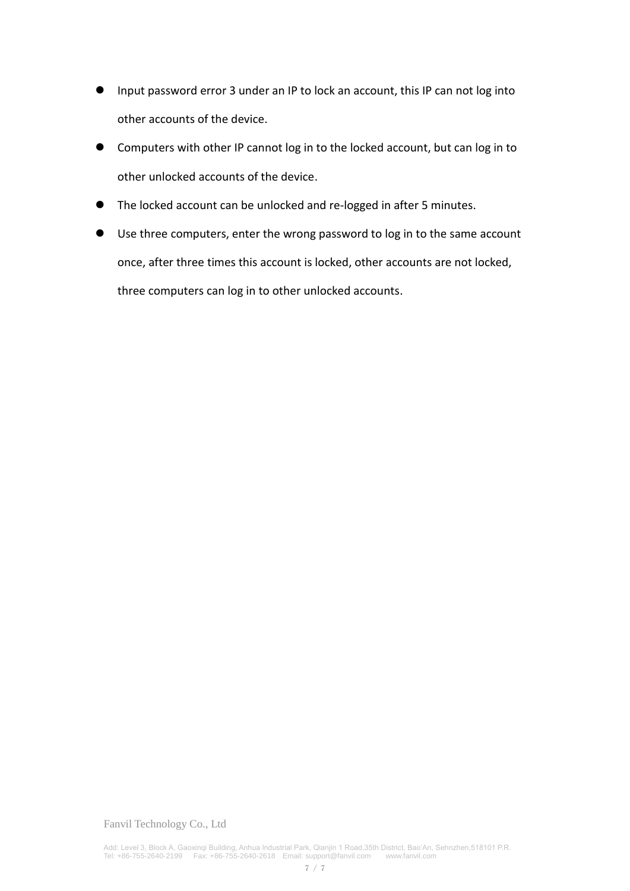- Input password error 3 under an IP to lock an account, this IP can not log into other accounts of the device.
- Computers with other IP cannot log in to the locked account, but can log in to other unlocked accounts of the device.
- The locked account can be unlocked and re-logged in after 5 minutes.
- Use three computers, enter the wrong password to log in to the same account once, after three times this account is locked, other accounts are not locked, three computers can log in to other unlocked accounts.